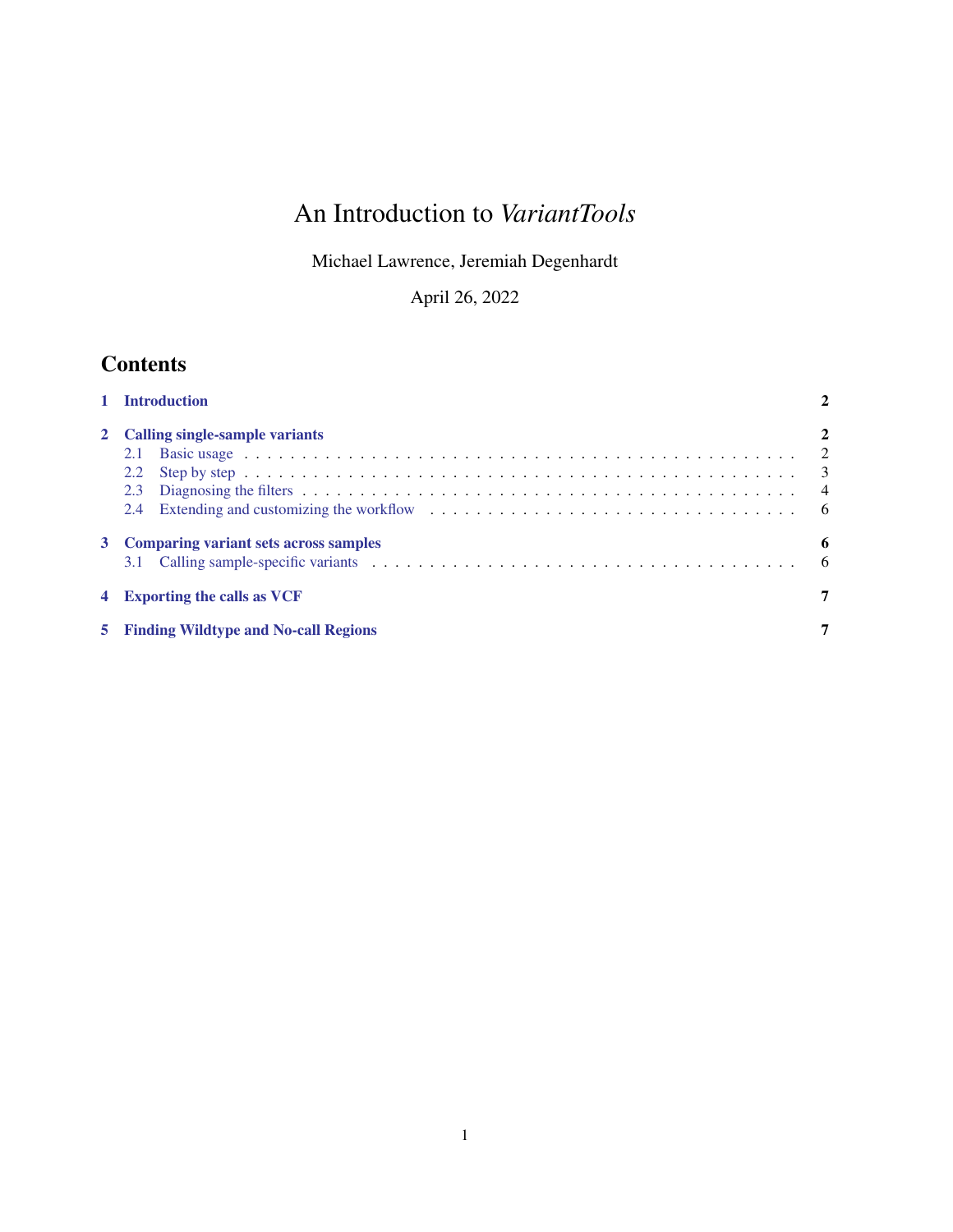# An Introduction to *VariantTools*

Michael Lawrence, Jeremiah Degenhardt

April 26, 2022

## Contents

**1 Introduction** — 2

**2 Calling single-sample variants** — 2
- 2.1 Basic usage — 2
- 2.2 Step by step — 3
- 2.3 Diagnosing the filters — 4
- 2.4 Extending and customizing the workflow — 6

**3 Comparing variant sets across samples** — 6
- 3.1 Calling sample-specific variants — 6

**4 Exporting the calls as VCF** — 7

**5 Finding Wildtype and No-call Regions** — 7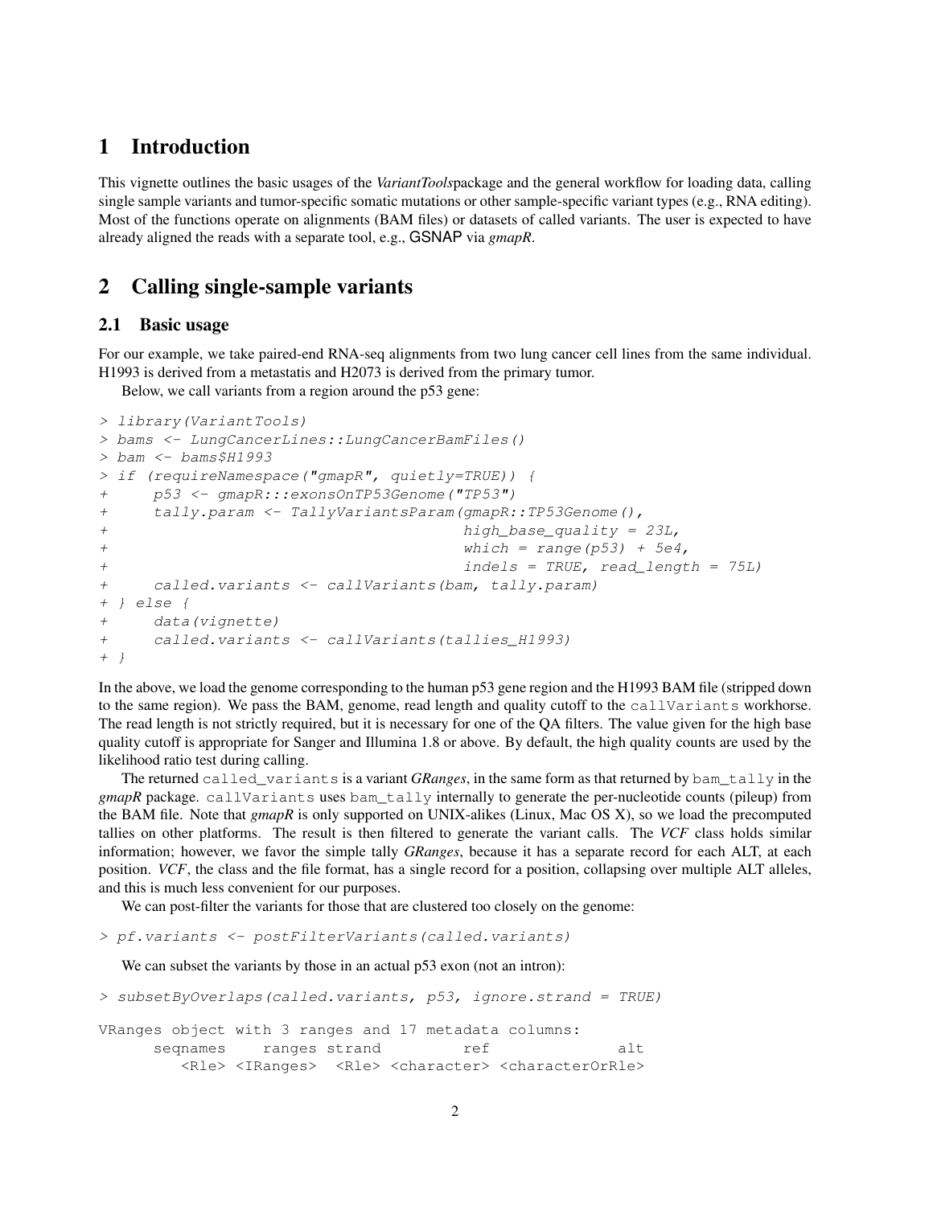# 1 Introduction

This vignette outlines the basic usages of the *VariantTools*package and the general workflow for loading data, calling single sample variants and tumor-specific somatic mutations or other sample-specific variant types (e.g., RNA editing). Most of the functions operate on alignments (BAM files) or datasets of called variants. The user is expected to have already aligned the reads with a separate tool, e.g., GSNAP via *gmapR*.

# 2 Calling single-sample variants

## 2.1 Basic usage

For our example, we take paired-end RNA-seq alignments from two lung cancer cell lines from the same individual. H1993 is derived from a metastatis and H2073 is derived from the primary tumor.

Below, we call variants from a region around the p53 gene:

```
> library(VariantTools)
> bams <- LungCancerLines::LungCancerBamFiles()
> bam <- bams$H1993
> if (requireNamespace("gmapR", quietly=TRUE)) {
+     p53 <- gmapR:::exonsOnTP53Genome("TP53")
+     tally.param <- TallyVariantsParam(gmapR::TP53Genome(),
+                                       high_base_quality = 23L,
+                                       which = range(p53) + 5e4,
+                                       indels = TRUE, read_length = 75L)
+     called.variants <- callVariants(bam, tally.param)
+ } else {
+     data(vignette)
+     called.variants <- callVariants(tallies_H1993)
+ }
```

In the above, we load the genome corresponding to the human p53 gene region and the H1993 BAM file (stripped down to the same region). We pass the BAM, genome, read length and quality cutoff to the `callVariants` workhorse. The read length is not strictly required, but it is necessary for one of the QA filters. The value given for the high base quality cutoff is appropriate for Sanger and Illumina 1.8 or above. By default, the high quality counts are used by the likelihood ratio test during calling.

The returned `called_variants` is a variant *GRanges*, in the same form as that returned by `bam_tally` in the *gmapR* package. `callVariants` uses `bam_tally` internally to generate the per-nucleotide counts (pileup) from the BAM file. Note that *gmapR* is only supported on UNIX-alikes (Linux, Mac OS X), so we load the precomputed tallies on other platforms. The result is then filtered to generate the variant calls. The *VCF* class holds similar information; however, we favor the simple tally *GRanges*, because it has a separate record for each ALT, at each position. *VCF*, the class and the file format, has a single record for a position, collapsing over multiple ALT alleles, and this is much less convenient for our purposes.

We can post-filter the variants for those that are clustered too closely on the genome:

```
> pf.variants <- postFilterVariants(called.variants)
```

We can subset the variants by those in an actual p53 exon (not an intron):

```
> subsetByOverlaps(called.variants, p53, ignore.strand = TRUE)

VRanges object with 3 ranges and 17 metadata columns:
      seqnames    ranges strand         ref               alt
         <Rle> <IRanges>  <Rle> <character> <characterOrRle>
```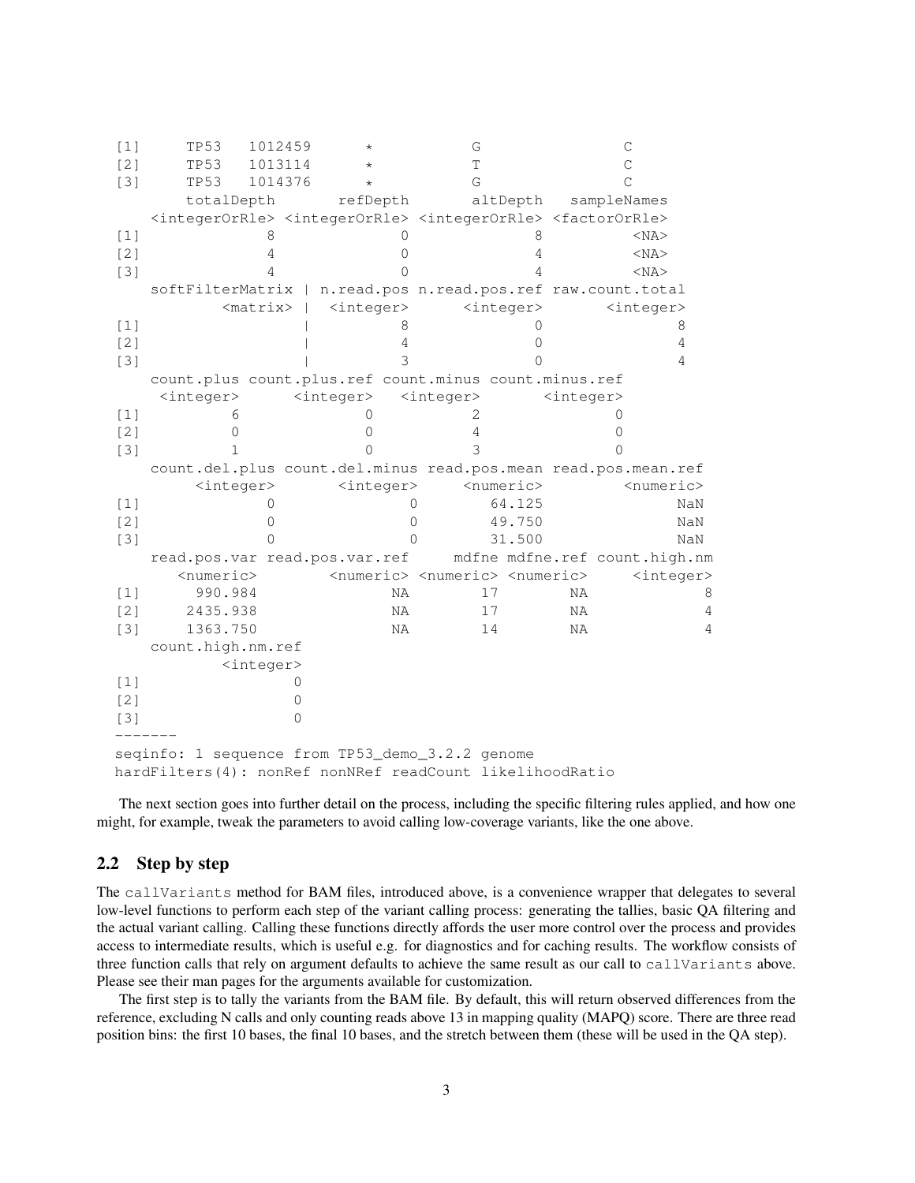```
[1]     TP53   1012459      *           G               C
[2]     TP53   1013114      *           T               C
[3]     TP53   1014376      *           G               C
      totalDepth       refDepth       altDepth   sampleNames
   <integerOrRle> <integerOrRle> <integerOrRle> <factorOrRle>
[1]             8              0              8          <NA>
[2]             4              0              4          <NA>
[3]             4              0              4          <NA>
   softFilterMatrix | n.read.pos n.read.pos.ref raw.count.total
          <matrix> |  <integer>      <integer>       <integer>
[1]                |          8              0               8
[2]                |          4              0               4
[3]                |          3              0               4
   count.plus count.plus.ref count.minus count.minus.ref
    <integer>      <integer>   <integer>       <integer>
[1]         6              0           2               0
[2]         0              0           4               0
[3]         1              0           3               0
   count.del.plus count.del.minus read.pos.mean read.pos.mean.ref
        <integer>       <integer>     <numeric>         <numeric>
[1]             0               0        64.125               NaN
[2]             0               0        49.750               NaN
[3]             0               0        31.500               NaN
   read.pos.var read.pos.var.ref     mdfne mdfne.ref count.high.nm
      <numeric>        <numeric> <numeric> <numeric>     <integer>
[1]      990.984               NA        17        NA             8
[2]     2435.938               NA        17        NA             4
[3]     1363.750               NA        14        NA             4
   count.high.nm.ref
           <integer>
[1]                0
[2]                0
[3]                0
-------
seqinfo: 1 sequence from TP53_demo_3.2.2 genome
hardFilters(4): nonRef nonNRef readCount likelihoodRatio
```

The next section goes into further detail on the process, including the specific filtering rules applied, and how one might, for example, tweak the parameters to avoid calling low-coverage variants, like the one above.

## 2.2 Step by step

The `callVariants` method for BAM files, introduced above, is a convenience wrapper that delegates to several low-level functions to perform each step of the variant calling process: generating the tallies, basic QA filtering and the actual variant calling. Calling these functions directly affords the user more control over the process and provides access to intermediate results, which is useful e.g. for diagnostics and for caching results. The workflow consists of three function calls that rely on argument defaults to achieve the same result as our call to `callVariants` above. Please see their man pages for the arguments available for customization.

The first step is to tally the variants from the BAM file. By default, this will return observed differences from the reference, excluding N calls and only counting reads above 13 in mapping quality (MAPQ) score. There are three read position bins: the first 10 bases, the final 10 bases, and the stretch between them (these will be used in the QA step).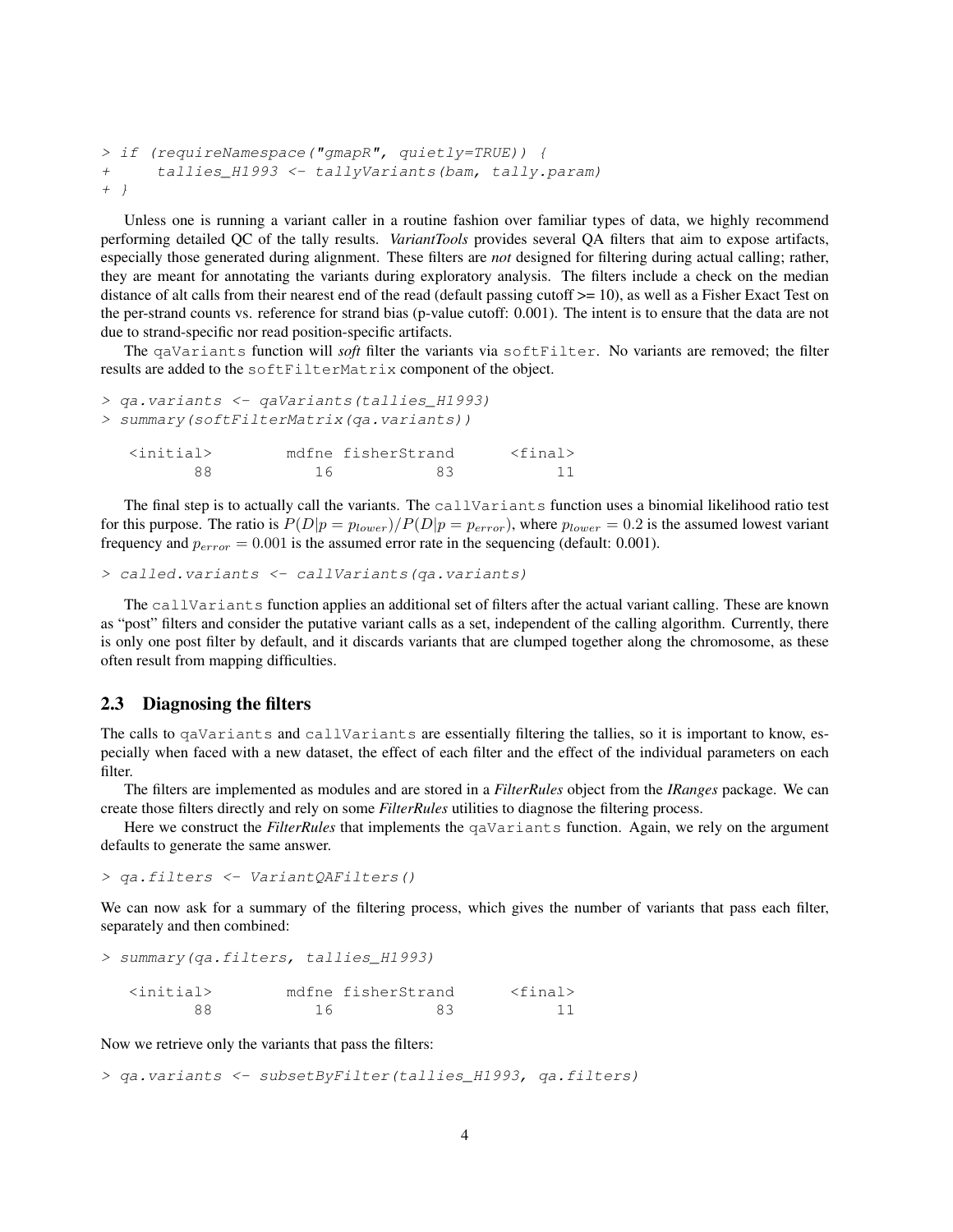```
> if (requireNamespace("gmapR", quietly=TRUE)) {
+     tallies_H1993 <- tallyVariants(bam, tally.param)
+ }
```

Unless one is running a variant caller in a routine fashion over familiar types of data, we highly recommend performing detailed QC of the tally results. *VariantTools* provides several QA filters that aim to expose artifacts, especially those generated during alignment. These filters are *not* designed for filtering during actual calling; rather, they are meant for annotating the variants during exploratory analysis. The filters include a check on the median distance of alt calls from their nearest end of the read (default passing cutoff >= 10), as well as a Fisher Exact Test on the per-strand counts vs. reference for strand bias (p-value cutoff: 0.001). The intent is to ensure that the data are not due to strand-specific nor read position-specific artifacts.

The `qaVariants` function will ***soft*** filter the variants via `softFilter`. No variants are removed; the filter results are added to the `softFilterMatrix` component of the object.

```
> qa.variants <- qaVariants(tallies_H1993)
> summary(softFilterMatrix(qa.variants))

  <initial>        mdfne fisherStrand      <final>
         88           16           83           11
```

The final step is to actually call the variants. The `callVariants` function uses a binomial likelihood ratio test for this purpose. The ratio is $P(D|p = p_{lower})/P(D|p = p_{error})$, where $p_{lower} = 0.2$ is the assumed lowest variant frequency and $p_{error} = 0.001$ is the assumed error rate in the sequencing (default: 0.001).

```
> called.variants <- callVariants(qa.variants)
```

The `callVariants` function applies an additional set of filters after the actual variant calling. These are known as "post" filters and consider the putative variant calls as a set, independent of the calling algorithm. Currently, there is only one post filter by default, and it discards variants that are clumped together along the chromosome, as these often result from mapping difficulties.

## 2.3 Diagnosing the filters

The calls to `qaVariants` and `callVariants` are essentially filtering the tallies, so it is important to know, especially when faced with a new dataset, the effect of each filter and the effect of the individual parameters on each filter.

The filters are implemented as modules and are stored in a ***FilterRules*** object from the ***IRanges*** package. We can create those filters directly and rely on some ***FilterRules*** utilities to diagnose the filtering process.

Here we construct the ***FilterRules*** that implements the `qaVariants` function. Again, we rely on the argument defaults to generate the same answer.

```
> qa.filters <- VariantQAFilters()
```

We can now ask for a summary of the filtering process, which gives the number of variants that pass each filter, separately and then combined:

```
> summary(qa.filters, tallies_H1993)

  <initial>        mdfne fisherStrand      <final>
         88           16           83           11
```

Now we retrieve only the variants that pass the filters:

```
> qa.variants <- subsetByFilter(tallies_H1993, qa.filters)
```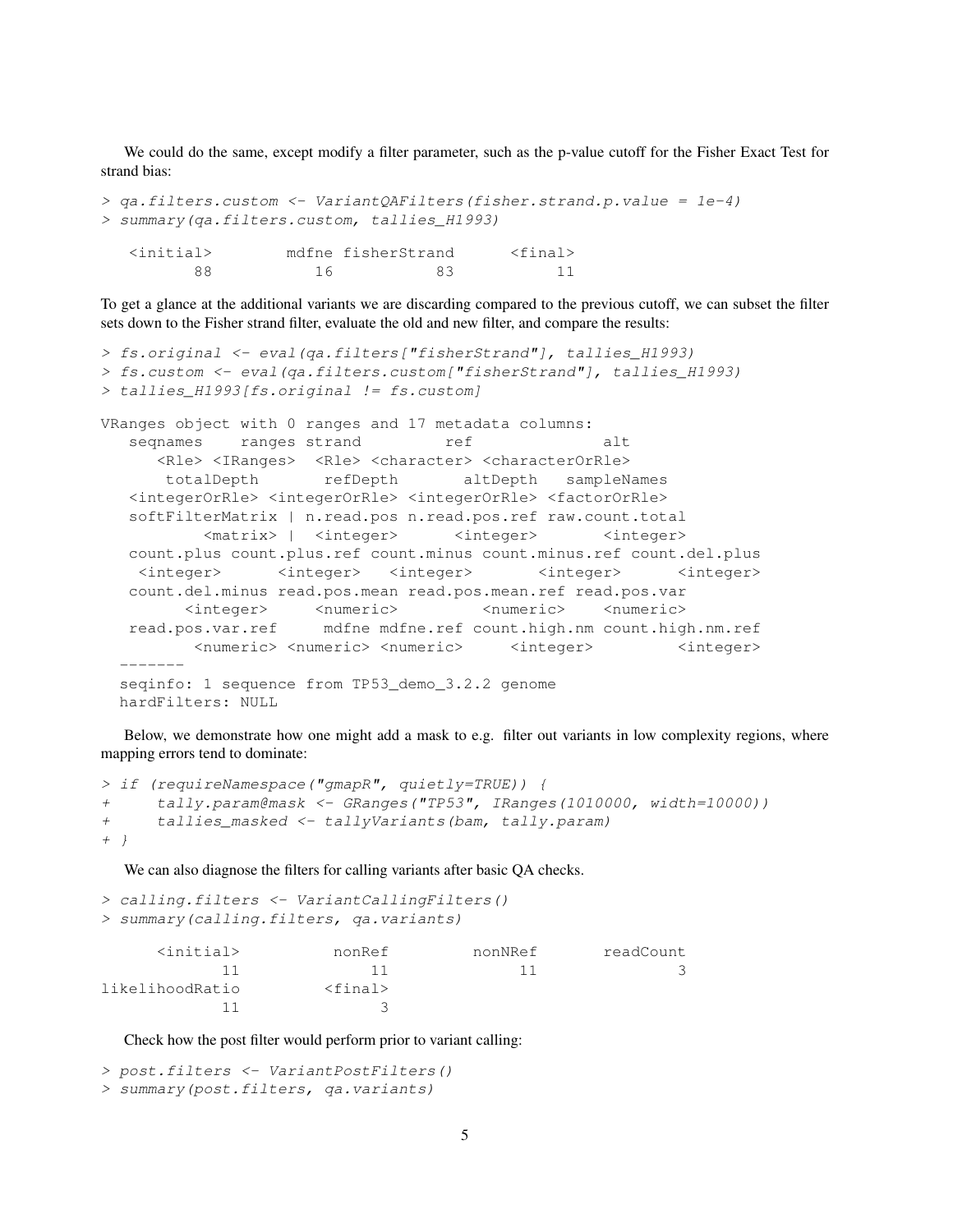We could do the same, except modify a filter parameter, such as the p-value cutoff for the Fisher Exact Test for strand bias:

```
> qa.filters.custom <- VariantQAFilters(fisher.strand.p.value = 1e-4)
> summary(qa.filters.custom, tallies_H1993)

   <initial>        mdfne fisherStrand      <final>
          88           16           83           11
```

To get a glance at the additional variants we are discarding compared to the previous cutoff, we can subset the filter sets down to the Fisher strand filter, evaluate the old and new filter, and compare the results:

```
> fs.original <- eval(qa.filters["fisherStrand"], tallies_H1993)
> fs.custom <- eval(qa.filters.custom["fisherStrand"], tallies_H1993)
> tallies_H1993[fs.original != fs.custom]

VRanges object with 0 ranges and 17 metadata columns:
   seqnames    ranges strand         ref              alt
      <Rle> <IRanges>  <Rle> <character> <characterOrRle>
       totalDepth       refDepth       altDepth   sampleNames
   <integerOrRle> <integerOrRle> <integerOrRle> <factorOrRle>
   softFilterMatrix | n.read.pos n.read.pos.ref raw.count.total
           <matrix> |  <integer>      <integer>       <integer>
   count.plus count.plus.ref count.minus count.minus.ref count.del.plus
    <integer>      <integer>   <integer>       <integer>      <integer>
   count.del.minus read.pos.mean read.pos.mean.ref read.pos.var
         <integer>     <numeric>         <numeric>    <numeric>
   read.pos.var.ref     mdfne mdfne.ref count.high.nm count.high.nm.ref
          <numeric> <numeric> <numeric>     <integer>         <integer>
  -------
  seqinfo: 1 sequence from TP53_demo_3.2.2 genome
  hardFilters: NULL
```

Below, we demonstrate how one might add a mask to e.g. filter out variants in low complexity regions, where mapping errors tend to dominate:

```
> if (requireNamespace("gmapR", quietly=TRUE)) {
+     tally.param@mask <- GRanges("TP53", IRanges(1010000, width=10000))
+     tallies_masked <- tallyVariants(bam, tally.param)
+ }
```

We can also diagnose the filters for calling variants after basic QA checks.

```
> calling.filters <- VariantCallingFilters()
> summary(calling.filters, qa.variants)

      <initial>          nonRef         nonNRef       readCount
             11              11              11               3
likelihoodRatio         <final>
             11               3
```

Check how the post filter would perform prior to variant calling:

```
> post.filters <- VariantPostFilters()
> summary(post.filters, qa.variants)
```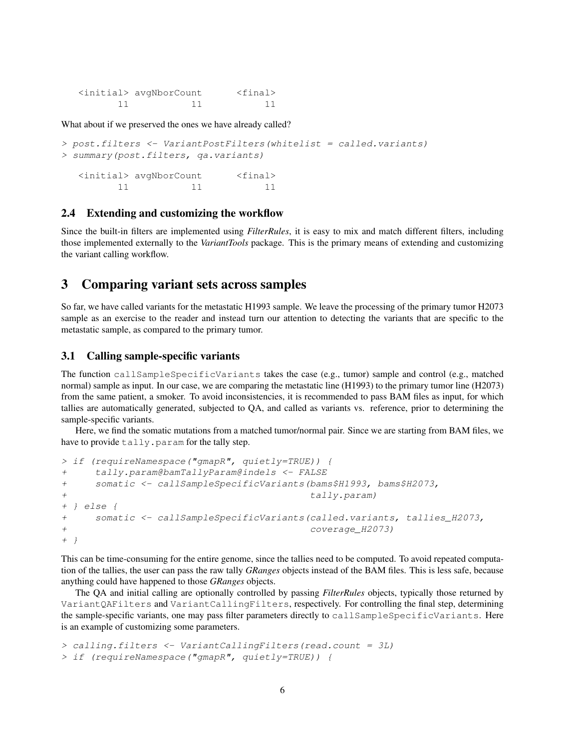```
   <initial> avgNborCount       <final> 
          11           11           11 
```

What about if we preserved the ones we have already called?

```
> post.filters <- VariantPostFilters(whitelist = called.variants)
> summary(post.filters, qa.variants)

   <initial> avgNborCount       <final> 
          11           11           11 
```

### 2.4 Extending and customizing the workflow

Since the built-in filters are implemented using *FilterRules*, it is easy to mix and match different filters, including those implemented externally to the *VariantTools* package. This is the primary means of extending and customizing the variant calling workflow.

## 3 Comparing variant sets across samples

So far, we have called variants for the metastatic H1993 sample. We leave the processing of the primary tumor H2073 sample as an exercise to the reader and instead turn our attention to detecting the variants that are specific to the metastatic sample, as compared to the primary tumor.

### 3.1 Calling sample-specific variants

The function `callSampleSpecificVariants` takes the case (e.g., tumor) sample and control (e.g., matched normal) sample as input. In our case, we are comparing the metastatic line (H1993) to the primary tumor line (H2073) from the same patient, a smoker. To avoid inconsistencies, it is recommended to pass BAM files as input, for which tallies are automatically generated, subjected to QA, and called as variants vs. reference, prior to determining the sample-specific variants.

Here, we find the somatic mutations from a matched tumor/normal pair. Since we are starting from BAM files, we have to provide `tally.param` for the tally step.

```
> if (requireNamespace("gmapR", quietly=TRUE)) {
+     tally.param@bamTallyParam@indels <- FALSE
+     somatic <- callSampleSpecificVariants(bams$H1993, bams$H2073,
+                                           tally.param)
+ } else {
+     somatic <- callSampleSpecificVariants(called.variants, tallies_H2073,
+                                           coverage_H2073)
+ }
```

This can be time-consuming for the entire genome, since the tallies need to be computed. To avoid repeated computation of the tallies, the user can pass the raw tally *GRanges* objects instead of the BAM files. This is less safe, because anything could have happened to those *GRanges* objects.

The QA and initial calling are optionally controlled by passing *FilterRules* objects, typically those returned by `VariantQAFilters` and `VariantCallingFilters`, respectively. For controlling the final step, determining the sample-specific variants, one may pass filter parameters directly to `callSampleSpecificVariants`. Here is an example of customizing some parameters.

```
> calling.filters <- VariantCallingFilters(read.count = 3L)
> if (requireNamespace("gmapR", quietly=TRUE)) {
```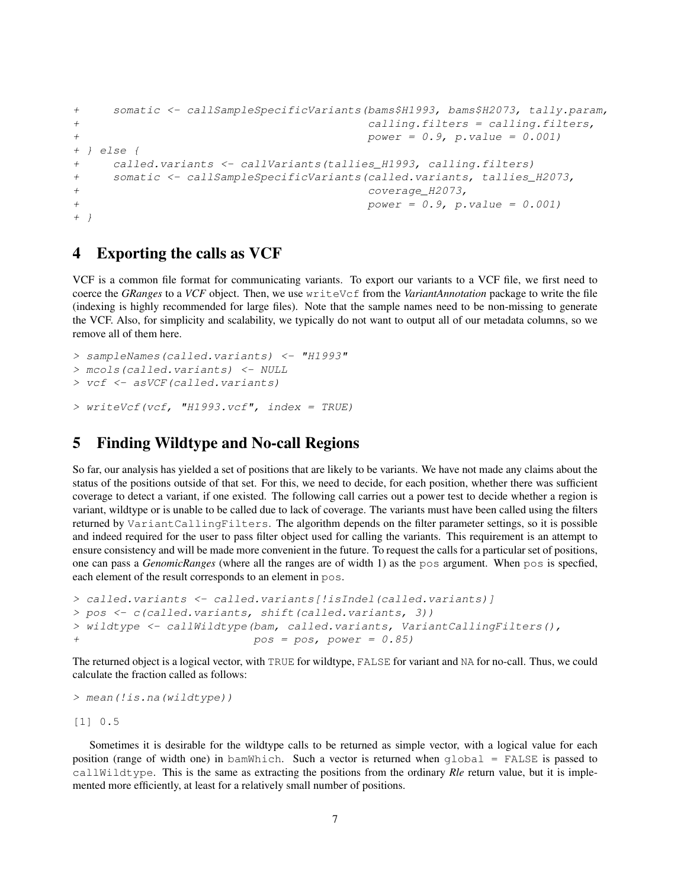```
+     somatic <- callSampleSpecificVariants(bams$H1993, bams$H2073, tally.param,
+                                           calling.filters = calling.filters,
+                                           power = 0.9, p.value = 0.001)
+ } else {
+     called.variants <- callVariants(tallies_H1993, calling.filters)
+     somatic <- callSampleSpecificVariants(called.variants, tallies_H2073,
+                                           coverage_H2073,
+                                           power = 0.9, p.value = 0.001)
+ }
```

## 4 Exporting the calls as VCF

VCF is a common file format for communicating variants. To export our variants to a VCF file, we first need to coerce the *GRanges* to a *VCF* object. Then, we use `writeVcf` from the *VariantAnnotation* package to write the file (indexing is highly recommended for large files). Note that the sample names need to be non-missing to generate the VCF. Also, for simplicity and scalability, we typically do not want to output all of our metadata columns, so we remove all of them here.

```
> sampleNames(called.variants) <- "H1993"
> mcols(called.variants) <- NULL
> vcf <- asVCF(called.variants)

> writeVcf(vcf, "H1993.vcf", index = TRUE)
```

## 5 Finding Wildtype and No-call Regions

So far, our analysis has yielded a set of positions that are likely to be variants. We have not made any claims about the status of the positions outside of that set. For this, we need to decide, for each position, whether there was sufficient coverage to detect a variant, if one existed. The following call carries out a power test to decide whether a region is variant, wildtype or is unable to be called due to lack of coverage. The variants must have been called using the filters returned by `VariantCallingFilters`. The algorithm depends on the filter parameter settings, so it is possible and indeed required for the user to pass filter object used for calling the variants. This requirement is an attempt to ensure consistency and will be made more convenient in the future. To request the calls for a particular set of positions, one can pass a *GenomicRanges* (where all the ranges are of width 1) as the `pos` argument. When `pos` is specfied, each element of the result corresponds to an element in `pos`.

```
> called.variants <- called.variants[!isIndel(called.variants)]
> pos <- c(called.variants, shift(called.variants, 3))
> wildtype <- callWildtype(bam, called.variants, VariantCallingFilters(),
+                          pos = pos, power = 0.85)
```

The returned object is a logical vector, with `TRUE` for wildtype, `FALSE` for variant and `NA` for no-call. Thus, we could calculate the fraction called as follows:

```
> mean(!is.na(wildtype))

[1] 0.5
```

Sometimes it is desirable for the wildtype calls to be returned as simple vector, with a logical value for each position (range of width one) in `bamWhich`. Such a vector is returned when `global = FALSE` is passed to `callWildtype`. This is the same as extracting the positions from the ordinary *Rle* return value, but it is implemented more efficiently, at least for a relatively small number of positions.